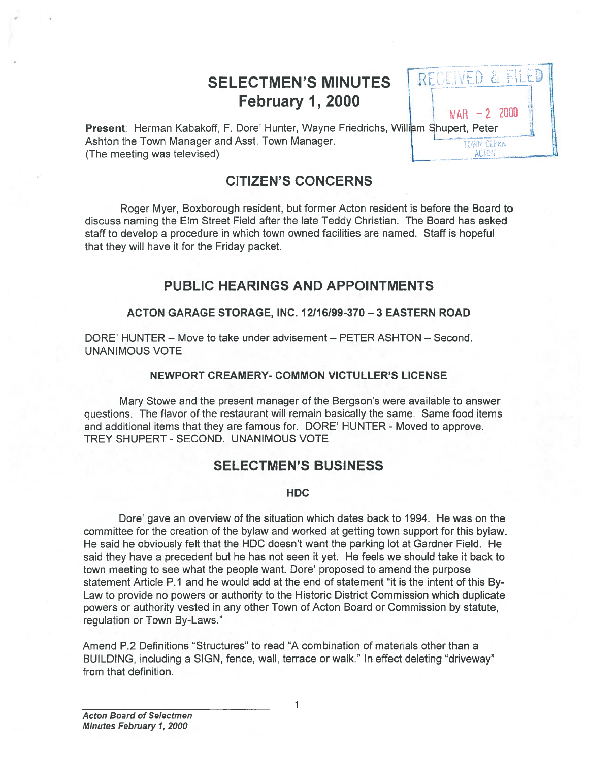# SELECTMEN'S MINUTES
# February 1, 2000

RECEIVED & FILED
MAR - 2 2000
TOWN CLERK
ACTON

**Present**: Herman Kabakoff, F. Dore' Hunter, Wayne Friedrichs, William Shupert, Peter Ashton the Town Manager and Asst. Town Manager.
(The meeting was televised)

## CITIZEN'S CONCERNS

Roger Myer, Boxborough resident, but former Acton resident is before the Board to discuss naming the Elm Street Field after the late Teddy Christian. The Board has asked staff to develop a procedure in which town owned facilities are named. Staff is hopeful that they will have it for the Friday packet.

## PUBLIC HEARINGS AND APPOINTMENTS

### ACTON GARAGE STORAGE, INC. 12/16/99-370 – 3 EASTERN ROAD

DORE' HUNTER – Move to take under advisement – PETER ASHTON – Second. UNANIMOUS VOTE

### NEWPORT CREAMERY- COMMON VICTULLER'S LICENSE

Mary Stowe and the present manager of the Bergson's were available to answer questions. The flavor of the restaurant will remain basically the same. Same food items and additional items that they are famous for. DORE' HUNTER - Moved to approve. TREY SHUPERT - SECOND. UNANIMOUS VOTE

## SELECTMEN'S BUSINESS

### HDC

Dore' gave an overview of the situation which dates back to 1994. He was on the committee for the creation of the bylaw and worked at getting town support for this bylaw. He said he obviously felt that the HDC doesn't want the parking lot at Gardner Field. He said they have a precedent but he has not seen it yet. He feels we should take it back to town meeting to see what the people want. Dore' proposed to amend the purpose statement Article P.1 and he would add at the end of statement "it is the intent of this By-Law to provide no powers or authority to the Historic District Commission which duplicate powers or authority vested in any other Town of Acton Board or Commission by statute, regulation or Town By-Laws."

Amend P.2 Definitions "Structures" to read "A combination of materials other than a BUILDING, including a SIGN, fence, wall, terrace or walk." In effect deleting "driveway" from that definition.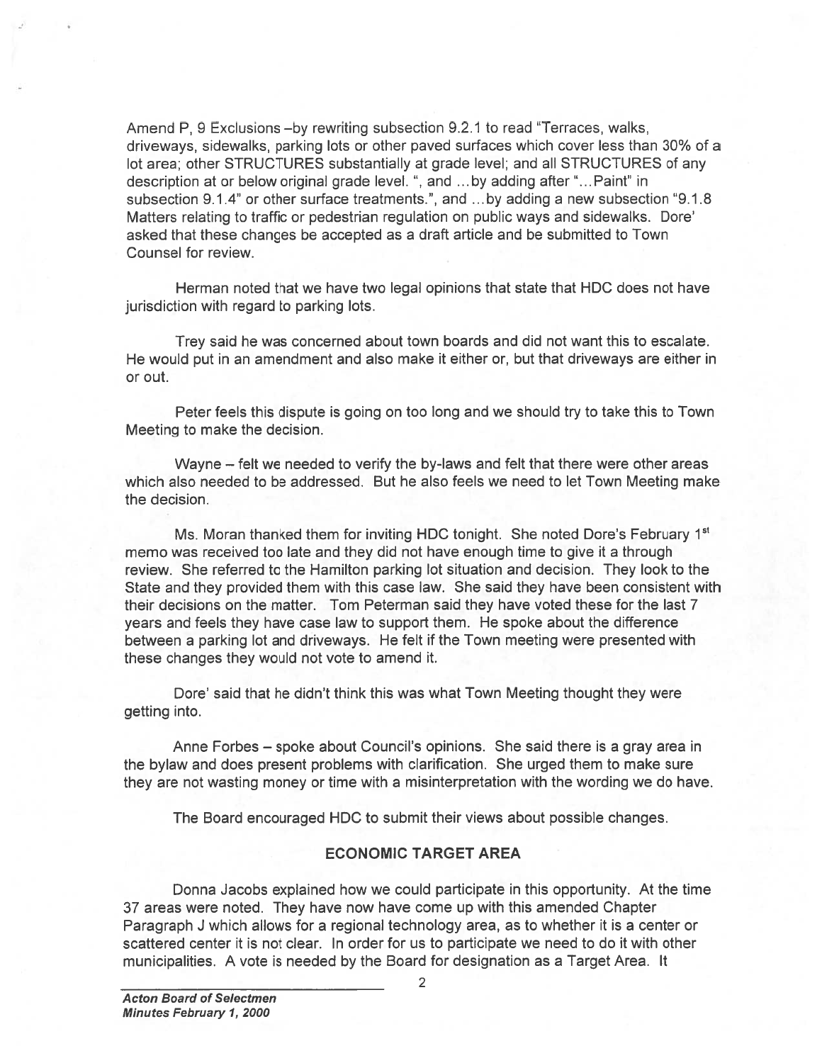Amend P, 9 Exclusions –by rewriting subsection 9.2.1 to read "Terraces, walks, driveways, sidewalks, parking lots or other paved surfaces which cover less than 30% of a lot area; other STRUCTURES substantially at grade level; and all STRUCTURES of any description at or below original grade level. ", and …by adding after "…Paint" in subsection 9.1.4" or other surface treatments.", and …by adding a new subsection "9.1.8 Matters relating to traffic or pedestrian regulation on public ways and sidewalks. Dore' asked that these changes be accepted as a draft article and be submitted to Town Counsel for review.

Herman noted that we have two legal opinions that state that HDC does not have jurisdiction with regard to parking lots.

Trey said he was concerned about town boards and did not want this to escalate. He would put in an amendment and also make it either or, but that driveways are either in or out.

Peter feels this dispute is going on too long and we should try to take this to Town Meeting to make the decision.

Wayne – felt we needed to verify the by-laws and felt that there were other areas which also needed to be addressed. But he also feels we need to let Town Meeting make the decision.

Ms. Moran thanked them for inviting HDC tonight. She noted Dore's February 1st memo was received too late and they did not have enough time to give it a through review. She referred to the Hamilton parking lot situation and decision. They look to the State and they provided them with this case law. She said they have been consistent with their decisions on the matter. Tom Peterman said they have voted these for the last 7 years and feels they have case law to support them. He spoke about the difference between a parking lot and driveways. He felt if the Town meeting were presented with these changes they would not vote to amend it.

Dore' said that he didn't think this was what Town Meeting thought they were getting into.

Anne Forbes – spoke about Council's opinions. She said there is a gray area in the bylaw and does present problems with clarification. She urged them to make sure they are not wasting money or time with a misinterpretation with the wording we do have.

The Board encouraged HDC to submit their views about possible changes.

## ECONOMIC TARGET AREA

Donna Jacobs explained how we could participate in this opportunity. At the time 37 areas were noted. They have now have come up with this amended Chapter Paragraph J which allows for a regional technology area, as to whether it is a center or scattered center it is not clear. In order for us to participate we need to do it with other municipalities. A vote is needed by the Board for designation as a Target Area. It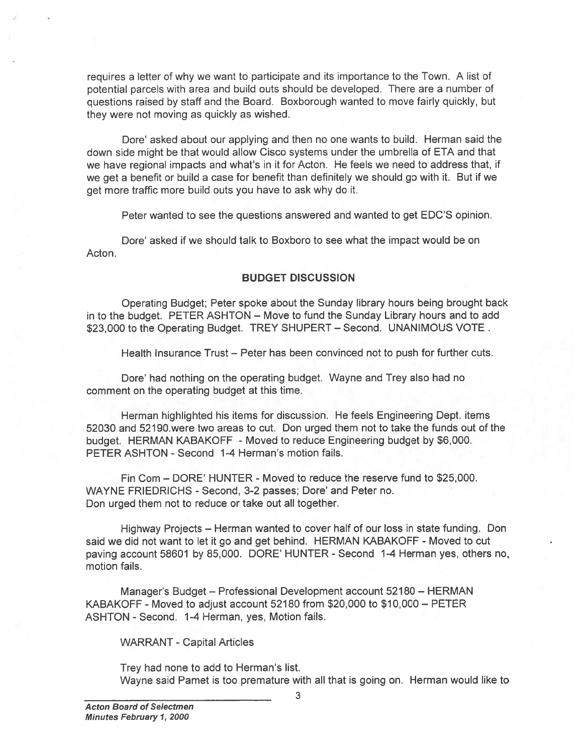requires a letter of why we want to participate and its importance to the Town. A list of potential parcels with area and build outs should be developed. There are a number of questions raised by staff and the Board. Boxborough wanted to move fairly quickly, but they were not moving as quickly as wished.

Dore' asked about our applying and then no one wants to build. Herman said the down side might be that would allow Cisco systems under the umbrella of ETA and that we have regional impacts and what's in it for Acton. He feels we need to address that, if we get a benefit or build a case for benefit than definitely we should go with it. But if we get more traffic more build outs you have to ask why do it.

Peter wanted to see the questions answered and wanted to get EDC'S opinion.

Dore' asked if we should talk to Boxboro to see what the impact would be on Acton.

## BUDGET DISCUSSION

Operating Budget; Peter spoke about the Sunday library hours being brought back in to the budget. PETER ASHTON – Move to fund the Sunday Library hours and to add $23,000 to the Operating Budget. TREY SHUPERT – Second. UNANIMOUS VOTE .

Health Insurance Trust – Peter has been convinced not to push for further cuts.

Dore' had nothing on the operating budget. Wayne and Trey also had no comment on the operating budget at this time.

Herman highlighted his items for discussion. He feels Engineering Dept. items 52030 and 52190.were two areas to cut. Don urged them not to take the funds out of the budget. HERMAN KABAKOFF - Moved to reduce Engineering budget by $6,000. PETER ASHTON - Second 1-4 Herman's motion fails.

Fin Com – DORE' HUNTER - Moved to reduce the reserve fund to $25,000. WAYNE FRIEDRICHS - Second, 3-2 passes; Dore' and Peter no. Don urged them not to reduce or take out all together.

Highway Projects – Herman wanted to cover half of our loss in state funding. Don said we did not want to let it go and get behind. HERMAN KABAKOFF - Moved to cut paving account 58601 by 85,000. DORE' HUNTER - Second 1-4 Herman yes, others no, motion fails.

Manager's Budget – Professional Development account 52180 – HERMAN KABAKOFF - Moved to adjust account 52180 from $20,000 to $10,000 – PETER ASHTON - Second. 1-4 Herman, yes, Motion fails.

WARRANT - Capital Articles

Trey had none to add to Herman's list.
Wayne said Pamet is too premature with all that is going on. Herman would like to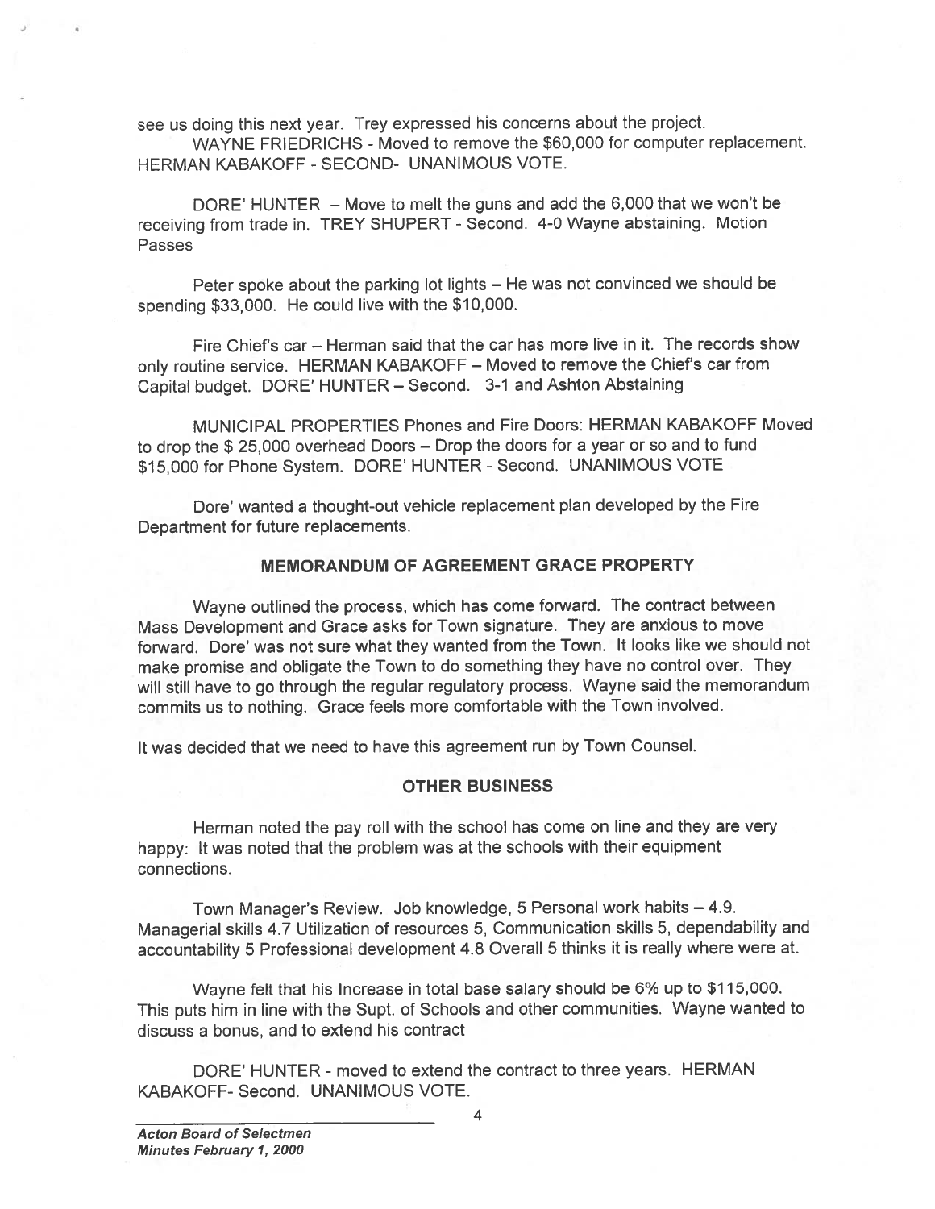see us doing this next year. Trey expressed his concerns about the project.

WAYNE FRIEDRICHS - Moved to remove the $60,000 for computer replacement. HERMAN KABAKOFF - SECOND- UNANIMOUS VOTE.

DORE' HUNTER – Move to melt the guns and add the 6,000 that we won't be receiving from trade in. TREY SHUPERT - Second. 4-0 Wayne abstaining. Motion Passes

Peter spoke about the parking lot lights – He was not convinced we should be spending $33,000. He could live with the $10,000.

Fire Chief's car – Herman said that the car has more live in it. The records show only routine service. HERMAN KABAKOFF – Moved to remove the Chief's car from Capital budget. DORE' HUNTER – Second. 3-1 and Ashton Abstaining

MUNICIPAL PROPERTIES Phones and Fire Doors: HERMAN KABAKOFF Moved to drop the $ 25,000 overhead Doors – Drop the doors for a year or so and to fund $15,000 for Phone System. DORE' HUNTER - Second. UNANIMOUS VOTE

Dore' wanted a thought-out vehicle replacement plan developed by the Fire Department for future replacements.

## MEMORANDUM OF AGREEMENT GRACE PROPERTY

Wayne outlined the process, which has come forward. The contract between Mass Development and Grace asks for Town signature. They are anxious to move forward. Dore' was not sure what they wanted from the Town. It looks like we should not make promise and obligate the Town to do something they have no control over. They will still have to go through the regular regulatory process. Wayne said the memorandum commits us to nothing. Grace feels more comfortable with the Town involved.

It was decided that we need to have this agreement run by Town Counsel.

## OTHER BUSINESS

Herman noted the pay roll with the school has come on line and they are very happy: It was noted that the problem was at the schools with their equipment connections.

Town Manager's Review. Job knowledge, 5 Personal work habits – 4.9. Managerial skills 4.7 Utilization of resources 5, Communication skills 5, dependability and accountability 5 Professional development 4.8 Overall 5 thinks it is really where were at.

Wayne felt that his Increase in total base salary should be 6% up to $115,000. This puts him in line with the Supt. of Schools and other communities. Wayne wanted to discuss a bonus, and to extend his contract

DORE' HUNTER - moved to extend the contract to three years. HERMAN KABAKOFF- Second. UNANIMOUS VOTE.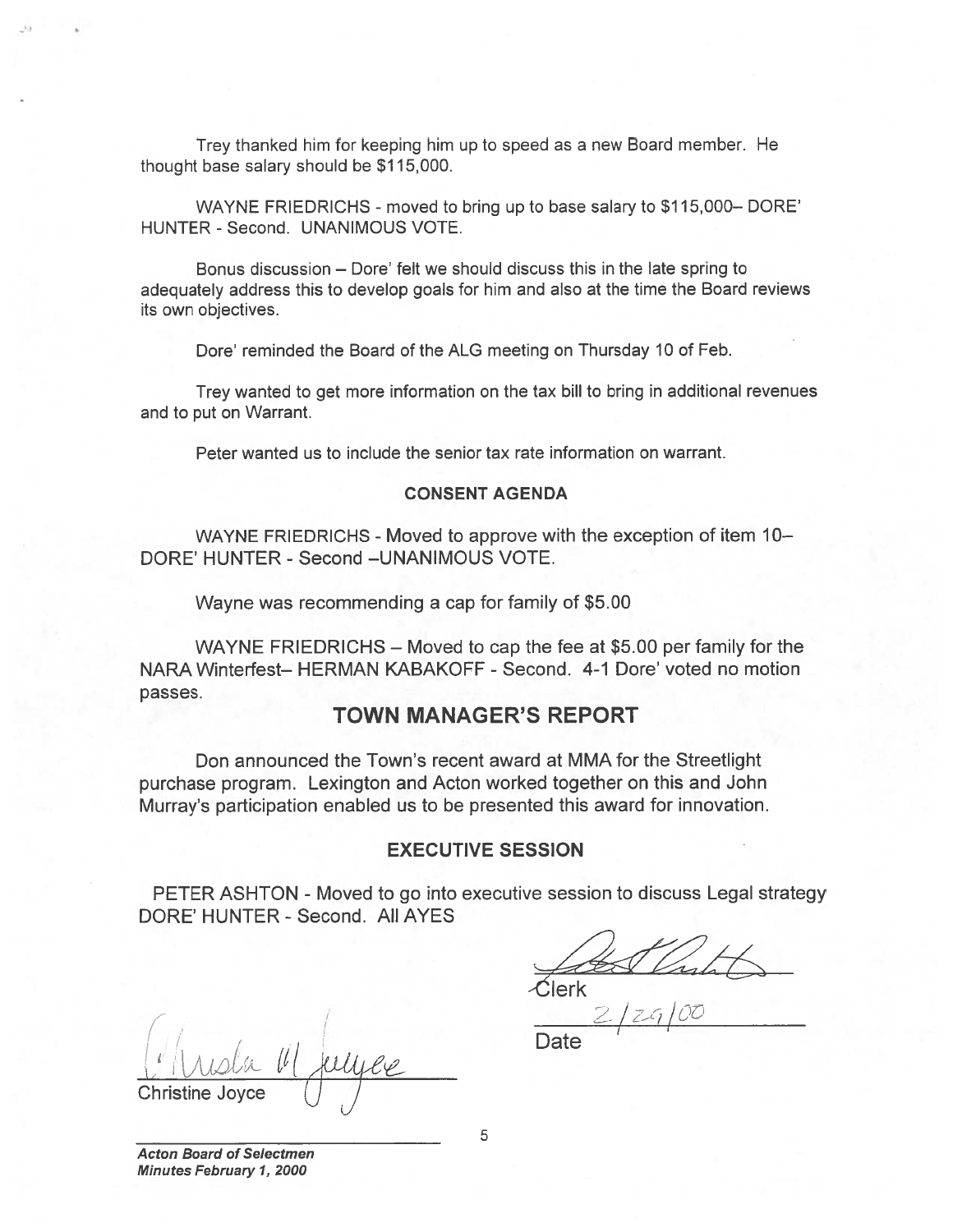Trey thanked him for keeping him up to speed as a new Board member. He thought base salary should be $115,000.

WAYNE FRIEDRICHS - moved to bring up to base salary to $115,000– DORE' HUNTER - Second. UNANIMOUS VOTE.

Bonus discussion – Dore' felt we should discuss this in the late spring to adequately address this to develop goals for him and also at the time the Board reviews its own objectives.

Dore' reminded the Board of the ALG meeting on Thursday 10 of Feb.

Trey wanted to get more information on the tax bill to bring in additional revenues and to put on Warrant.

Peter wanted us to include the senior tax rate information on warrant.

### CONSENT AGENDA

WAYNE FRIEDRICHS - Moved to approve with the exception of item 10– DORE' HUNTER - Second –UNANIMOUS VOTE.

Wayne was recommending a cap for family of $5.00

WAYNE FRIEDRICHS – Moved to cap the fee at $5.00 per family for the NARA Winterfest– HERMAN KABAKOFF - Second. 4-1 Dore' voted no motion passes.

## TOWN MANAGER'S REPORT

Don announced the Town's recent award at MMA for the Streetlight purchase program. Lexington and Acton worked together on this and John Murray's participation enabled us to be presented this award for innovation.

### EXECUTIVE SESSION

PETER ASHTON - Moved to go into executive session to discuss Legal strategy DORE' HUNTER - Second. All AYES

Clerk

2/29/00

Date

Christine Joyce

*Acton Board of Selectmen*
*Minutes February 1, 2000*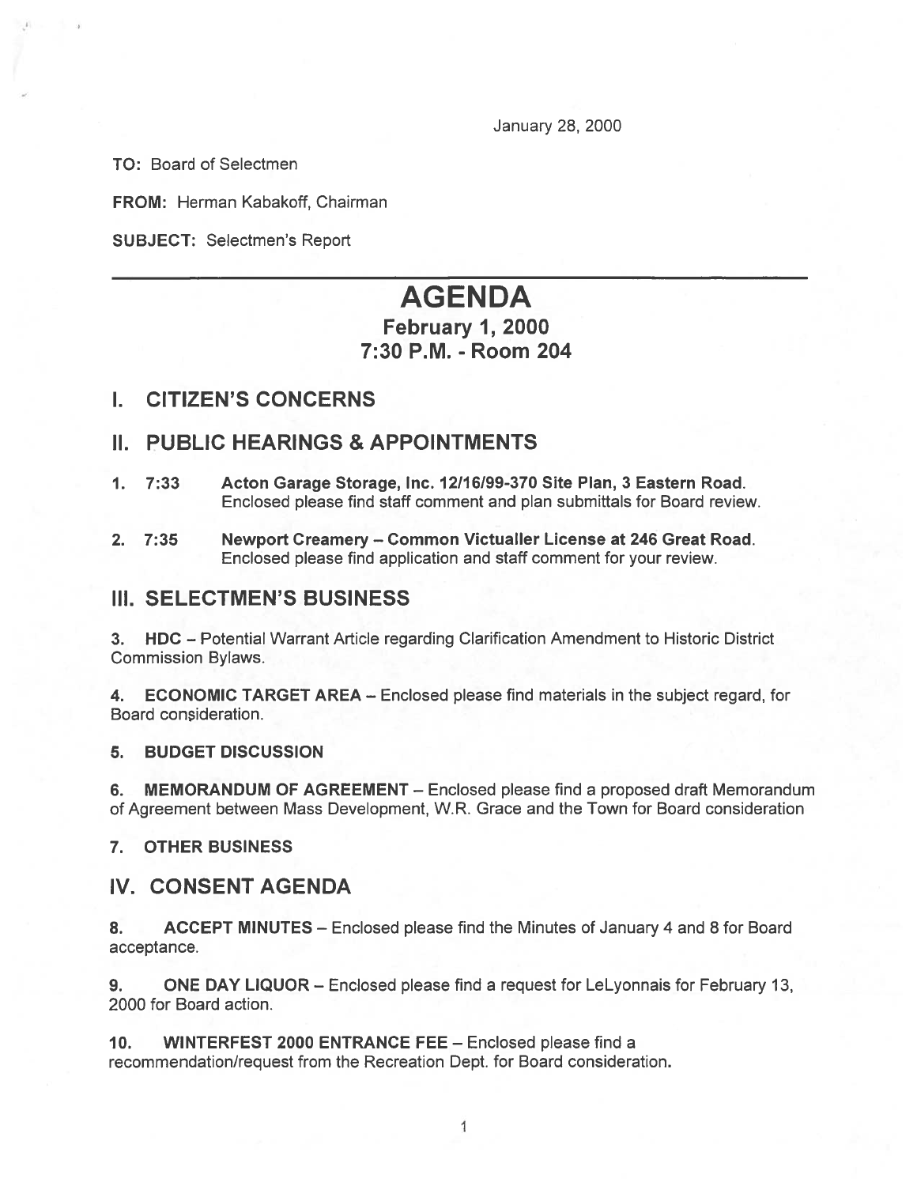January 28, 2000

**TO:** Board of Selectmen

**FROM:** Herman Kabakoff, Chairman

**SUBJECT:** Selectmen's Report

# AGENDA

## February 1, 2000
## 7:30 P.M. - Room 204

## I. CITIZEN'S CONCERNS

## II. PUBLIC HEARINGS & APPOINTMENTS

1. **7:33 Acton Garage Storage, Inc. 12/16/99-370 Site Plan, 3 Eastern Road.** Enclosed please find staff comment and plan submittals for Board review.

2. **7:35 Newport Creamery – Common Victualler License at 246 Great Road.** Enclosed please find application and staff comment for your review.

## III. SELECTMEN'S BUSINESS

3. **HDC** – Potential Warrant Article regarding Clarification Amendment to Historic District Commission Bylaws.

4. **ECONOMIC TARGET AREA** – Enclosed please find materials in the subject regard, for Board consideration.

5. **BUDGET DISCUSSION**

6. **MEMORANDUM OF AGREEMENT** – Enclosed please find a proposed draft Memorandum of Agreement between Mass Development, W.R. Grace and the Town for Board consideration

7. **OTHER BUSINESS**

## IV. CONSENT AGENDA

8. **ACCEPT MINUTES** – Enclosed please find the Minutes of January 4 and 8 for Board acceptance.

9. **ONE DAY LIQUOR** – Enclosed please find a request for LeLyonnais for February 13, 2000 for Board action.

10. **WINTERFEST 2000 ENTRANCE FEE** – Enclosed please find a recommendation/request from the Recreation Dept. for Board consideration.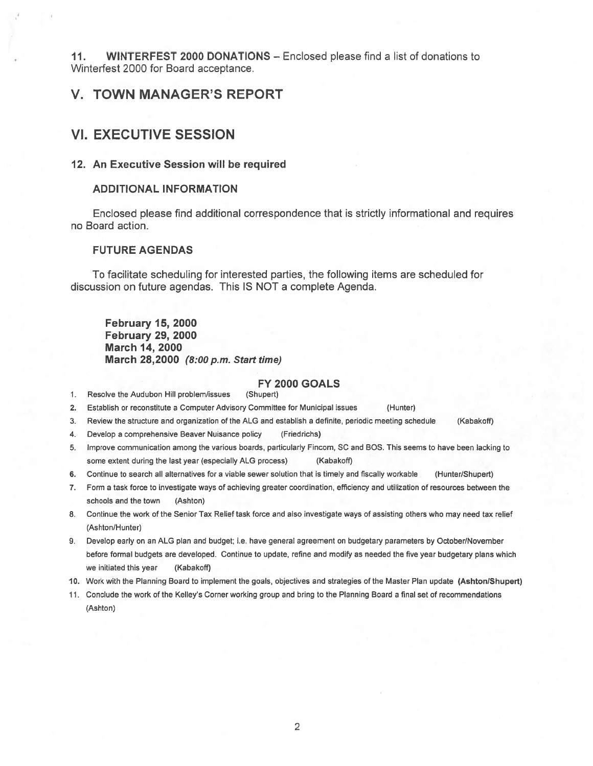**11. WINTERFEST 2000 DONATIONS** – Enclosed please find a list of donations to Winterfest 2000 for Board acceptance.

## V. TOWN MANAGER'S REPORT

## VI. EXECUTIVE SESSION

### 12. An Executive Session will be required

### ADDITIONAL INFORMATION

Enclosed please find additional correspondence that is strictly informational and requires no Board action.

### FUTURE AGENDAS

To facilitate scheduling for interested parties, the following items are scheduled for discussion on future agendas. This IS NOT a complete Agenda.

**February 15, 2000**
**February 29, 2000**
**March 14, 2000**
**March 28,2000** ***(8:00 p.m. Start time)***

### FY 2000 GOALS

1. Resolve the Audubon Hill problem/issues (Shupert)
2. Establish or reconstitute a Computer Advisory Committee for Municipal issues (Hunter)
3. Review the structure and organization of the ALG and establish a definite, periodic meeting schedule (Kabakoff)
4. Develop a comprehensive Beaver Nuisance policy (Friedrichs)
5. Improve communication among the various boards, particularly Fincom, SC and BOS. This seems to have been lacking to some extent during the last year (especially ALG process) (Kabakoff)
6. Continue to search all alternatives for a viable sewer solution that is timely and fiscally workable (Hunter/Shupert)
7. Form a task force to investigate ways of achieving greater coordination, efficiency and utilization of resources between the schools and the town (Ashton)
8. Continue the work of the Senior Tax Relief task force and also investigate ways of assisting others who may need tax relief (Ashton/Hunter)
9. Develop early on an ALG plan and budget; i.e. have general agreement on budgetary parameters by October/November before formal budgets are developed. Continue to update, refine and modify as needed the five year budgetary plans which we initiated this year (Kabakoff)
10. Work with the Planning Board to implement the goals, objectives and strategies of the Master Plan update **(Ashton/Shupert)**
11. Conclude the work of the Kelley's Corner working group and bring to the Planning Board a final set of recommendations (Ashton)